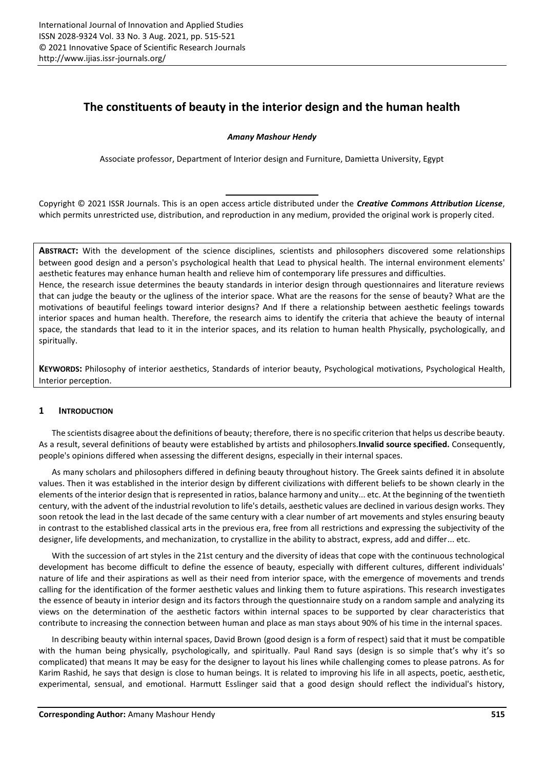# The constituents of beauty in the interior design and the human health

***Amany Mashour Hendy***

Associate professor, Department of Interior design and Furniture, Damietta University, Egypt

Copyright © 2021 ISSR Journals. This is an open access article distributed under the ***Creative Commons Attribution License***, which permits unrestricted use, distribution, and reproduction in any medium, provided the original work is properly cited.

**ABSTRACT:** With the development of the science disciplines, scientists and philosophers discovered some relationships between good design and a person's psychological health that Lead to physical health. The internal environment elements' aesthetic features may enhance human health and relieve him of contemporary life pressures and difficulties.

Hence, the research issue determines the beauty standards in interior design through questionnaires and literature reviews that can judge the beauty or the ugliness of the interior space. What are the reasons for the sense of beauty? What are the motivations of beautiful feelings toward interior designs? And If there a relationship between aesthetic feelings towards interior spaces and human health. Therefore, the research aims to identify the criteria that achieve the beauty of internal space, the standards that lead to it in the interior spaces, and its relation to human health Physically, psychologically, and spiritually.

**KEYWORDS:** Philosophy of interior aesthetics, Standards of interior beauty, Psychological motivations, Psychological Health, Interior perception.

## 1 INTRODUCTION

The scientists disagree about the definitions of beauty; therefore, there is no specific criterion that helps us describe beauty. As a result, several definitions of beauty were established by artists and philosophers.**Invalid source specified.** Consequently, people's opinions differed when assessing the different designs, especially in their internal spaces.

As many scholars and philosophers differed in defining beauty throughout history. The Greek saints defined it in absolute values. Then it was established in the interior design by different civilizations with different beliefs to be shown clearly in the elements of the interior design that is represented in ratios, balance harmony and unity... etc. At the beginning of the twentieth century, with the advent of the industrial revolution to life's details, aesthetic values are declined in various design works. They soon retook the lead in the last decade of the same century with a clear number of art movements and styles ensuring beauty in contrast to the established classical arts in the previous era, free from all restrictions and expressing the subjectivity of the designer, life developments, and mechanization, to crystallize in the ability to abstract, express, add and differ... etc.

With the succession of art styles in the 21st century and the diversity of ideas that cope with the continuous technological development has become difficult to define the essence of beauty, especially with different cultures, different individuals' nature of life and their aspirations as well as their need from interior space, with the emergence of movements and trends calling for the identification of the former aesthetic values and linking them to future aspirations. This research investigates the essence of beauty in interior design and its factors through the questionnaire study on a random sample and analyzing its views on the determination of the aesthetic factors within internal spaces to be supported by clear characteristics that contribute to increasing the connection between human and place as man stays about 90% of his time in the internal spaces.

In describing beauty within internal spaces, David Brown (good design is a form of respect) said that it must be compatible with the human being physically, psychologically, and spiritually. Paul Rand says (design is so simple that's why it's so complicated) that means It may be easy for the designer to layout his lines while challenging comes to please patrons. As for Karim Rashid, he says that design is close to human beings. It is related to improving his life in all aspects, poetic, aesthetic, experimental, sensual, and emotional. Harmutt Esslinger said that a good design should reflect the individual's history,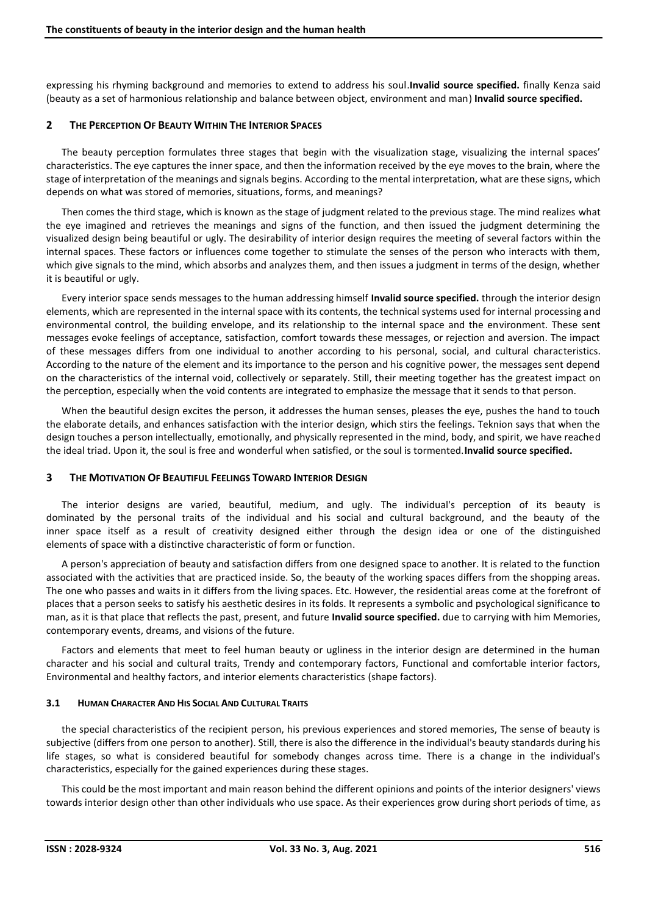expressing his rhyming background and memories to extend to address his soul.**Invalid source specified.** finally Kenza said (beauty as a set of harmonious relationship and balance between object, environment and man) **Invalid source specified.**

## 2 The Perception Of Beauty Within The Interior Spaces

The beauty perception formulates three stages that begin with the visualization stage, visualizing the internal spaces' characteristics. The eye captures the inner space, and then the information received by the eye moves to the brain, where the stage of interpretation of the meanings and signals begins. According to the mental interpretation, what are these signs, which depends on what was stored of memories, situations, forms, and meanings?

Then comes the third stage, which is known as the stage of judgment related to the previous stage. The mind realizes what the eye imagined and retrieves the meanings and signs of the function, and then issued the judgment determining the visualized design being beautiful or ugly. The desirability of interior design requires the meeting of several factors within the internal spaces. These factors or influences come together to stimulate the senses of the person who interacts with them, which give signals to the mind, which absorbs and analyzes them, and then issues a judgment in terms of the design, whether it is beautiful or ugly.

Every interior space sends messages to the human addressing himself **Invalid source specified.** through the interior design elements, which are represented in the internal space with its contents, the technical systems used for internal processing and environmental control, the building envelope, and its relationship to the internal space and the environment. These sent messages evoke feelings of acceptance, satisfaction, comfort towards these messages, or rejection and aversion. The impact of these messages differs from one individual to another according to his personal, social, and cultural characteristics. According to the nature of the element and its importance to the person and his cognitive power, the messages sent depend on the characteristics of the internal void, collectively or separately. Still, their meeting together has the greatest impact on the perception, especially when the void contents are integrated to emphasize the message that it sends to that person.

When the beautiful design excites the person, it addresses the human senses, pleases the eye, pushes the hand to touch the elaborate details, and enhances satisfaction with the interior design, which stirs the feelings. Teknion says that when the design touches a person intellectually, emotionally, and physically represented in the mind, body, and spirit, we have reached the ideal triad. Upon it, the soul is free and wonderful when satisfied, or the soul is tormented.**Invalid source specified.**

## 3 The Motivation Of Beautiful Feelings Toward Interior Design

The interior designs are varied, beautiful, medium, and ugly. The individual's perception of its beauty is dominated by the personal traits of the individual and his social and cultural background, and the beauty of the inner space itself as a result of creativity designed either through the design idea or one of the distinguished elements of space with a distinctive characteristic of form or function.

A person's appreciation of beauty and satisfaction differs from one designed space to another. It is related to the function associated with the activities that are practiced inside. So, the beauty of the working spaces differs from the shopping areas. The one who passes and waits in it differs from the living spaces. Etc. However, the residential areas come at the forefront of places that a person seeks to satisfy his aesthetic desires in its folds. It represents a symbolic and psychological significance to man, as it is that place that reflects the past, present, and future **Invalid source specified.** due to carrying with him Memories, contemporary events, dreams, and visions of the future.

Factors and elements that meet to feel human beauty or ugliness in the interior design are determined in the human character and his social and cultural traits, Trendy and contemporary factors, Functional and comfortable interior factors, Environmental and healthy factors, and interior elements characteristics (shape factors).

### 3.1 Human Character And His Social And Cultural Traits

the special characteristics of the recipient person, his previous experiences and stored memories, The sense of beauty is subjective (differs from one person to another). Still, there is also the difference in the individual's beauty standards during his life stages, so what is considered beautiful for somebody changes across time. There is a change in the individual's characteristics, especially for the gained experiences during these stages.

This could be the most important and main reason behind the different opinions and points of the interior designers' views towards interior design other than other individuals who use space. As their experiences grow during short periods of time, as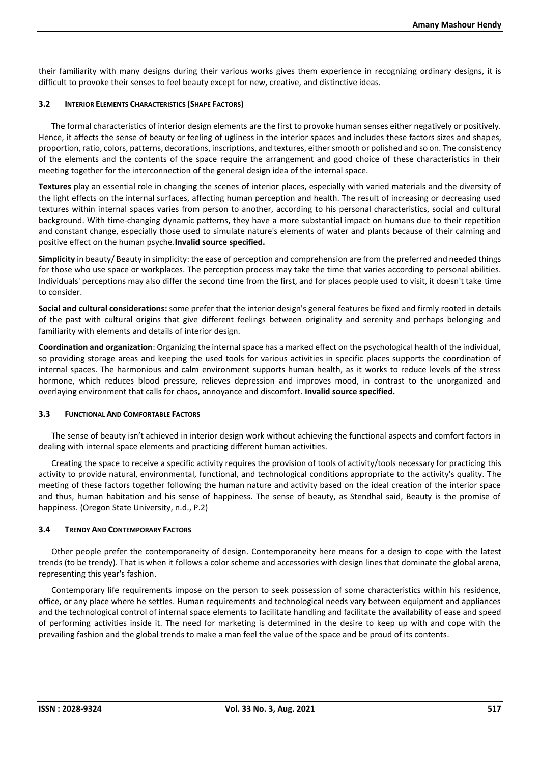their familiarity with many designs during their various works gives them experience in recognizing ordinary designs, it is difficult to provoke their senses to feel beauty except for new, creative, and distinctive ideas.

### 3.2 Interior Elements Characteristics (Shape Factors)

The formal characteristics of interior design elements are the first to provoke human senses either negatively or positively. Hence, it affects the sense of beauty or feeling of ugliness in the interior spaces and includes these factors sizes and shapes, proportion, ratio, colors, patterns, decorations, inscriptions, and textures, either smooth or polished and so on. The consistency of the elements and the contents of the space require the arrangement and good choice of these characteristics in their meeting together for the interconnection of the general design idea of the internal space.

**Textures** play an essential role in changing the scenes of interior places, especially with varied materials and the diversity of the light effects on the internal surfaces, affecting human perception and health. The result of increasing or decreasing used textures within internal spaces varies from person to another, according to his personal characteristics, social and cultural background. With time-changing dynamic patterns, they have a more substantial impact on humans due to their repetition and constant change, especially those used to simulate nature's elements of water and plants because of their calming and positive effect on the human psyche.**Invalid source specified.**

**Simplicity** in beauty/ Beauty in simplicity: the ease of perception and comprehension are from the preferred and needed things for those who use space or workplaces. The perception process may take the time that varies according to personal abilities. Individuals' perceptions may also differ the second time from the first, and for places people used to visit, it doesn't take time to consider.

**Social and cultural considerations:** some prefer that the interior design's general features be fixed and firmly rooted in details of the past with cultural origins that give different feelings between originality and serenity and perhaps belonging and familiarity with elements and details of interior design.

**Coordination and organization**: Organizing the internal space has a marked effect on the psychological health of the individual, so providing storage areas and keeping the used tools for various activities in specific places supports the coordination of internal spaces. The harmonious and calm environment supports human health, as it works to reduce levels of the stress hormone, which reduces blood pressure, relieves depression and improves mood, in contrast to the unorganized and overlaying environment that calls for chaos, annoyance and discomfort. **Invalid source specified.**

### 3.3 Functional And Comfortable Factors

The sense of beauty isn't achieved in interior design work without achieving the functional aspects and comfort factors in dealing with internal space elements and practicing different human activities.

Creating the space to receive a specific activity requires the provision of tools of activity/tools necessary for practicing this activity to provide natural, environmental, functional, and technological conditions appropriate to the activity's quality. The meeting of these factors together following the human nature and activity based on the ideal creation of the interior space and thus, human habitation and his sense of happiness. The sense of beauty, as Stendhal said, Beauty is the promise of happiness. (Oregon State University, n.d., P.2)

### 3.4 Trendy And Contemporary Factors

Other people prefer the contemporaneity of design. Contemporaneity here means for a design to cope with the latest trends (to be trendy). That is when it follows a color scheme and accessories with design lines that dominate the global arena, representing this year's fashion.

Contemporary life requirements impose on the person to seek possession of some characteristics within his residence, office, or any place where he settles. Human requirements and technological needs vary between equipment and appliances and the technological control of internal space elements to facilitate handling and facilitate the availability of ease and speed of performing activities inside it. The need for marketing is determined in the desire to keep up with and cope with the prevailing fashion and the global trends to make a man feel the value of the space and be proud of its contents.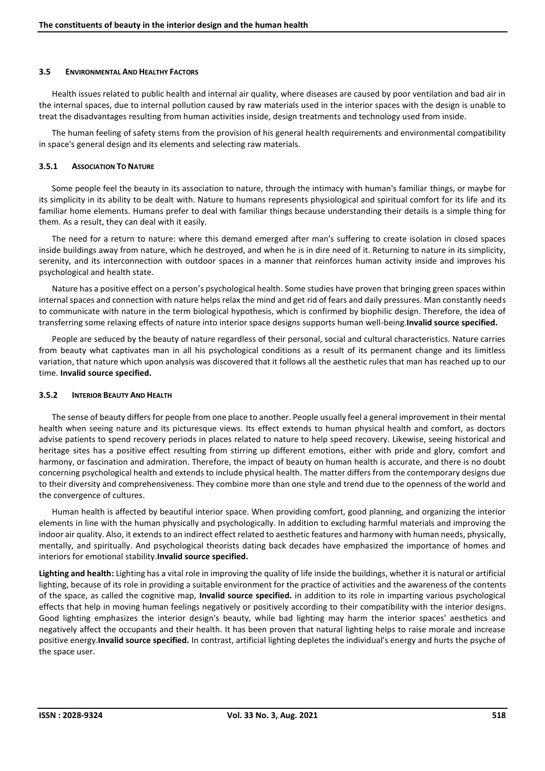### 3.5 Environmental And Healthy Factors

Health issues related to public health and internal air quality, where diseases are caused by poor ventilation and bad air in the internal spaces, due to internal pollution caused by raw materials used in the interior spaces with the design is unable to treat the disadvantages resulting from human activities inside, design treatments and technology used from inside.

The human feeling of safety stems from the provision of his general health requirements and environmental compatibility in space's general design and its elements and selecting raw materials.

#### 3.5.1 Association To Nature

Some people feel the beauty in its association to nature, through the intimacy with human's familiar things, or maybe for its simplicity in its ability to be dealt with. Nature to humans represents physiological and spiritual comfort for its life and its familiar home elements. Humans prefer to deal with familiar things because understanding their details is a simple thing for them. As a result, they can deal with it easily.

The need for a return to nature: where this demand emerged after man's suffering to create isolation in closed spaces inside buildings away from nature, which he destroyed, and when he is in dire need of it. Returning to nature in its simplicity, serenity, and its interconnection with outdoor spaces in a manner that reinforces human activity inside and improves his psychological and health state.

Nature has a positive effect on a person's psychological health. Some studies have proven that bringing green spaces within internal spaces and connection with nature helps relax the mind and get rid of fears and daily pressures. Man constantly needs to communicate with nature in the term biological hypothesis, which is confirmed by biophilic design. Therefore, the idea of transferring some relaxing effects of nature into interior space designs supports human well-being.**Invalid source specified.**

People are seduced by the beauty of nature regardless of their personal, social and cultural characteristics. Nature carries from beauty what captivates man in all his psychological conditions as a result of its permanent change and its limitless variation, that nature which upon analysis was discovered that it follows all the aesthetic rules that man has reached up to our time. **Invalid source specified.**

#### 3.5.2 Interior Beauty And Health

The sense of beauty differs for people from one place to another. People usually feel a general improvement in their mental health when seeing nature and its picturesque views. Its effect extends to human physical health and comfort, as doctors advise patients to spend recovery periods in places related to nature to help speed recovery. Likewise, seeing historical and heritage sites has a positive effect resulting from stirring up different emotions, either with pride and glory, comfort and harmony, or fascination and admiration. Therefore, the impact of beauty on human health is accurate, and there is no doubt concerning psychological health and extends to include physical health. The matter differs from the contemporary designs due to their diversity and comprehensiveness. They combine more than one style and trend due to the openness of the world and the convergence of cultures.

Human health is affected by beautiful interior space. When providing comfort, good planning, and organizing the interior elements in line with the human physically and psychologically. In addition to excluding harmful materials and improving the indoor air quality. Also, it extends to an indirect effect related to aesthetic features and harmony with human needs, physically, mentally, and spiritually. And psychological theorists dating back decades have emphasized the importance of homes and interiors for emotional stability.**Invalid source specified.**

**Lighting and health:** Lighting has a vital role in improving the quality of life inside the buildings, whether it is natural or artificial lighting, because of its role in providing a suitable environment for the practice of activities and the awareness of the contents of the space, as called the cognitive map, **Invalid source specified.** in addition to its role in imparting various psychological effects that help in moving human feelings negatively or positively according to their compatibility with the interior designs. Good lighting emphasizes the interior design's beauty, while bad lighting may harm the interior spaces' aesthetics and negatively affect the occupants and their health. It has been proven that natural lighting helps to raise morale and increase positive energy.**Invalid source specified.** In contrast, artificial lighting depletes the individual's energy and hurts the psyche of the space user.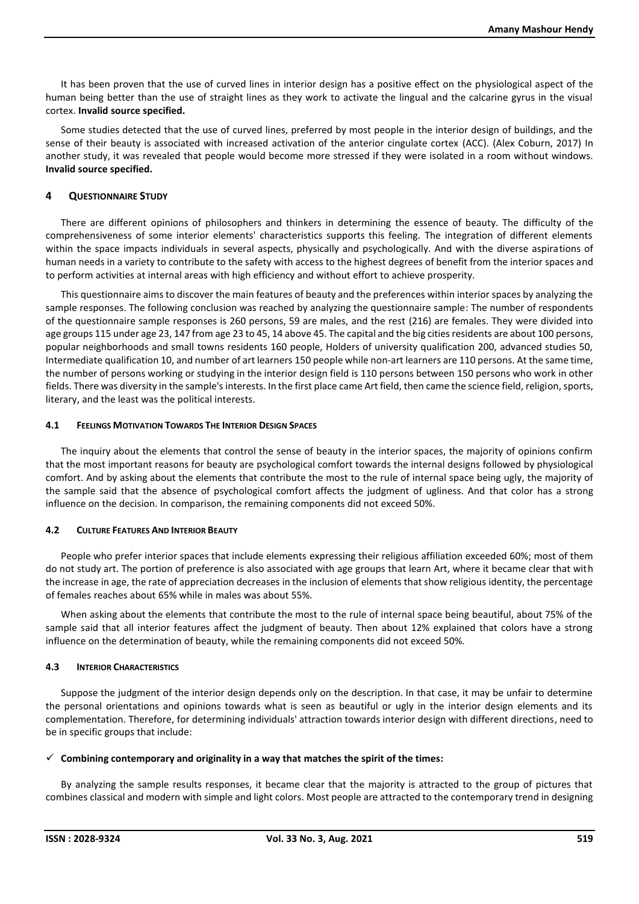It has been proven that the use of curved lines in interior design has a positive effect on the physiological aspect of the human being better than the use of straight lines as they work to activate the lingual and the calcarine gyrus in the visual cortex. **Invalid source specified.**

Some studies detected that the use of curved lines, preferred by most people in the interior design of buildings, and the sense of their beauty is associated with increased activation of the anterior cingulate cortex (ACC). (Alex Coburn, 2017) In another study, it was revealed that people would become more stressed if they were isolated in a room without windows. **Invalid source specified.**

## 4 QUESTIONNAIRE STUDY

There are different opinions of philosophers and thinkers in determining the essence of beauty. The difficulty of the comprehensiveness of some interior elements' characteristics supports this feeling. The integration of different elements within the space impacts individuals in several aspects, physically and psychologically. And with the diverse aspirations of human needs in a variety to contribute to the safety with access to the highest degrees of benefit from the interior spaces and to perform activities at internal areas with high efficiency and without effort to achieve prosperity.

This questionnaire aims to discover the main features of beauty and the preferences within interior spaces by analyzing the sample responses. The following conclusion was reached by analyzing the questionnaire sample: The number of respondents of the questionnaire sample responses is 260 persons, 59 are males, and the rest (216) are females. They were divided into age groups 115 under age 23, 147 from age 23 to 45, 14 above 45. The capital and the big cities residents are about 100 persons, popular neighborhoods and small towns residents 160 people, Holders of university qualification 200, advanced studies 50, Intermediate qualification 10, and number of art learners 150 people while non-art learners are 110 persons. At the same time, the number of persons working or studying in the interior design field is 110 persons between 150 persons who work in other fields. There was diversity in the sample's interests. In the first place came Art field, then came the science field, religion, sports, literary, and the least was the political interests.

### 4.1 FEELINGS MOTIVATION TOWARDS THE INTERIOR DESIGN SPACES

The inquiry about the elements that control the sense of beauty in the interior spaces, the majority of opinions confirm that the most important reasons for beauty are psychological comfort towards the internal designs followed by physiological comfort. And by asking about the elements that contribute the most to the rule of internal space being ugly, the majority of the sample said that the absence of psychological comfort affects the judgment of ugliness. And that color has a strong influence on the decision. In comparison, the remaining components did not exceed 50%.

### 4.2 CULTURE FEATURES AND INTERIOR BEAUTY

People who prefer interior spaces that include elements expressing their religious affiliation exceeded 60%; most of them do not study art. The portion of preference is also associated with age groups that learn Art, where it became clear that with the increase in age, the rate of appreciation decreases in the inclusion of elements that show religious identity, the percentage of females reaches about 65% while in males was about 55%.

When asking about the elements that contribute the most to the rule of internal space being beautiful, about 75% of the sample said that all interior features affect the judgment of beauty. Then about 12% explained that colors have a strong influence on the determination of beauty, while the remaining components did not exceed 50%.

### 4.3 INTERIOR CHARACTERISTICS

Suppose the judgment of the interior design depends only on the description. In that case, it may be unfair to determine the personal orientations and opinions towards what is seen as beautiful or ugly in the interior design elements and its complementation. Therefore, for determining individuals' attraction towards interior design with different directions, need to be in specific groups that include:

- ✓ **Combining contemporary and originality in a way that matches the spirit of the times:**

By analyzing the sample results responses, it became clear that the majority is attracted to the group of pictures that combines classical and modern with simple and light colors. Most people are attracted to the contemporary trend in designing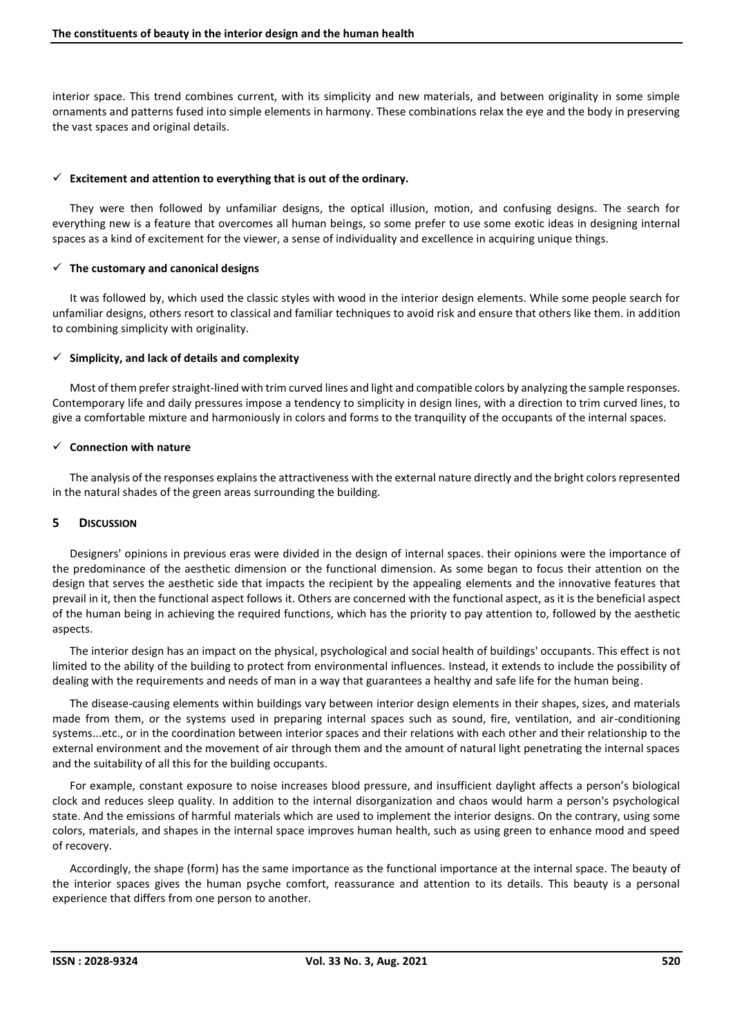interior space. This trend combines current, with its simplicity and new materials, and between originality in some simple ornaments and patterns fused into simple elements in harmony. These combinations relax the eye and the body in preserving the vast spaces and original details.

- ✓ **Excitement and attention to everything that is out of the ordinary.**

They were then followed by unfamiliar designs, the optical illusion, motion, and confusing designs. The search for everything new is a feature that overcomes all human beings, so some prefer to use some exotic ideas in designing internal spaces as a kind of excitement for the viewer, a sense of individuality and excellence in acquiring unique things.

- ✓ **The customary and canonical designs**

It was followed by, which used the classic styles with wood in the interior design elements. While some people search for unfamiliar designs, others resort to classical and familiar techniques to avoid risk and ensure that others like them. in addition to combining simplicity with originality.

- ✓ **Simplicity, and lack of details and complexity**

Most of them prefer straight-lined with trim curved lines and light and compatible colors by analyzing the sample responses. Contemporary life and daily pressures impose a tendency to simplicity in design lines, with a direction to trim curved lines, to give a comfortable mixture and harmoniously in colors and forms to the tranquility of the occupants of the internal spaces.

- ✓ **Connection with nature**

The analysis of the responses explains the attractiveness with the external nature directly and the bright colors represented in the natural shades of the green areas surrounding the building.

## 5 Discussion

Designers' opinions in previous eras were divided in the design of internal spaces. their opinions were the importance of the predominance of the aesthetic dimension or the functional dimension. As some began to focus their attention on the design that serves the aesthetic side that impacts the recipient by the appealing elements and the innovative features that prevail in it, then the functional aspect follows it. Others are concerned with the functional aspect, as it is the beneficial aspect of the human being in achieving the required functions, which has the priority to pay attention to, followed by the aesthetic aspects.

The interior design has an impact on the physical, psychological and social health of buildings' occupants. This effect is not limited to the ability of the building to protect from environmental influences. Instead, it extends to include the possibility of dealing with the requirements and needs of man in a way that guarantees a healthy and safe life for the human being.

The disease-causing elements within buildings vary between interior design elements in their shapes, sizes, and materials made from them, or the systems used in preparing internal spaces such as sound, fire, ventilation, and air-conditioning systems...etc., or in the coordination between interior spaces and their relations with each other and their relationship to the external environment and the movement of air through them and the amount of natural light penetrating the internal spaces and the suitability of all this for the building occupants.

For example, constant exposure to noise increases blood pressure, and insufficient daylight affects a person's biological clock and reduces sleep quality. In addition to the internal disorganization and chaos would harm a person's psychological state. And the emissions of harmful materials which are used to implement the interior designs. On the contrary, using some colors, materials, and shapes in the internal space improves human health, such as using green to enhance mood and speed of recovery.

Accordingly, the shape (form) has the same importance as the functional importance at the internal space. The beauty of the interior spaces gives the human psyche comfort, reassurance and attention to its details. This beauty is a personal experience that differs from one person to another.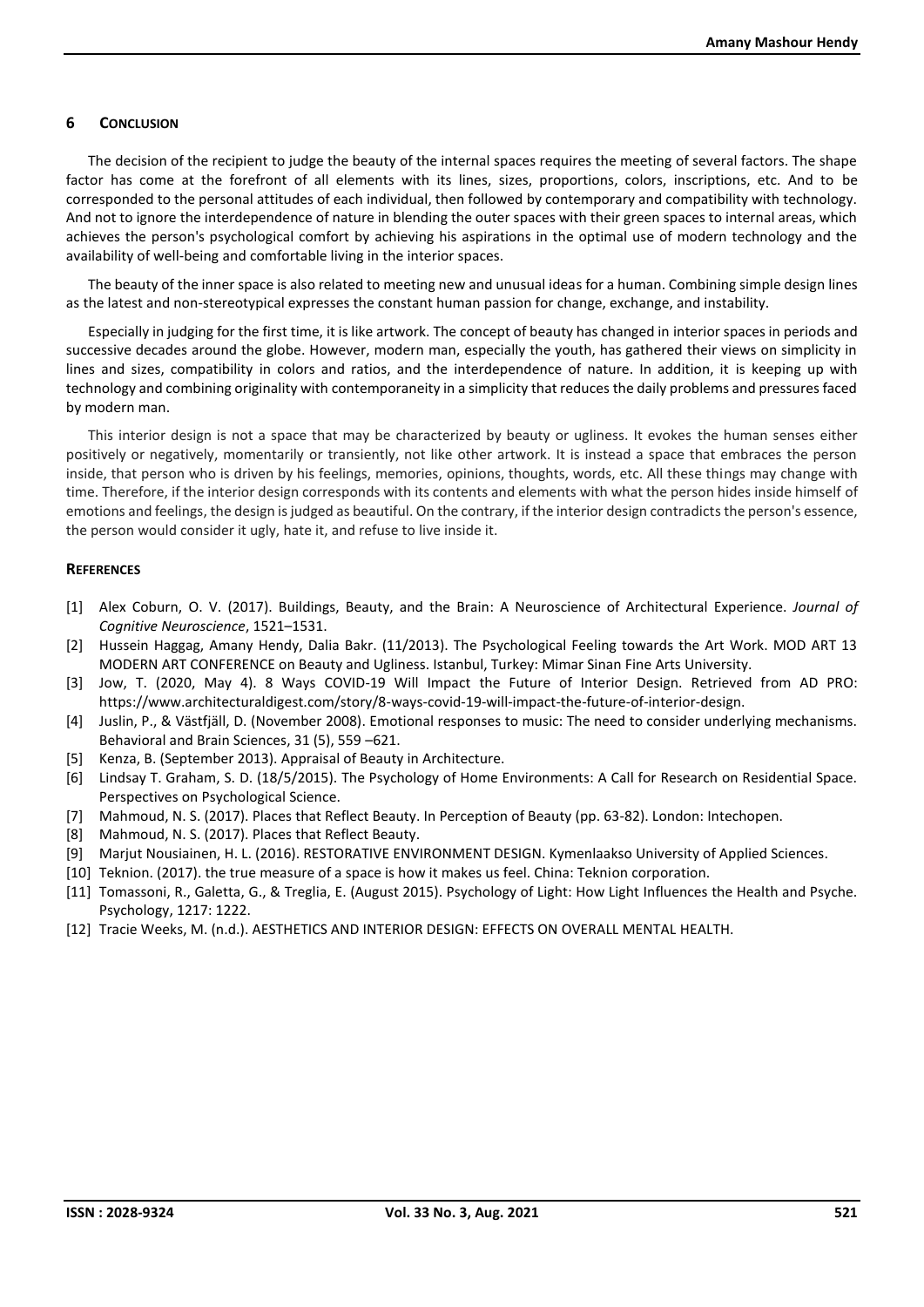## 6 CONCLUSION

The decision of the recipient to judge the beauty of the internal spaces requires the meeting of several factors. The shape factor has come at the forefront of all elements with its lines, sizes, proportions, colors, inscriptions, etc. And to be corresponded to the personal attitudes of each individual, then followed by contemporary and compatibility with technology. And not to ignore the interdependence of nature in blending the outer spaces with their green spaces to internal areas, which achieves the person's psychological comfort by achieving his aspirations in the optimal use of modern technology and the availability of well-being and comfortable living in the interior spaces.

The beauty of the inner space is also related to meeting new and unusual ideas for a human. Combining simple design lines as the latest and non-stereotypical expresses the constant human passion for change, exchange, and instability.

Especially in judging for the first time, it is like artwork. The concept of beauty has changed in interior spaces in periods and successive decades around the globe. However, modern man, especially the youth, has gathered their views on simplicity in lines and sizes, compatibility in colors and ratios, and the interdependence of nature. In addition, it is keeping up with technology and combining originality with contemporaneity in a simplicity that reduces the daily problems and pressures faced by modern man.

This interior design is not a space that may be characterized by beauty or ugliness. It evokes the human senses either positively or negatively, momentarily or transiently, not like other artwork. It is instead a space that embraces the person inside, that person who is driven by his feelings, memories, opinions, thoughts, words, etc. All these things may change with time. Therefore, if the interior design corresponds with its contents and elements with what the person hides inside himself of emotions and feelings, the design is judged as beautiful. On the contrary, if the interior design contradicts the person's essence, the person would consider it ugly, hate it, and refuse to live inside it.

## REFERENCES

[1] Alex Coburn, O. V. (2017). Buildings, Beauty, and the Brain: A Neuroscience of Architectural Experience. *Journal of Cognitive Neuroscience*, 1521–1531.

[2] Hussein Haggag, Amany Hendy, Dalia Bakr. (11/2013). The Psychological Feeling towards the Art Work. MOD ART 13 MODERN ART CONFERENCE on Beauty and Ugliness. Istanbul, Turkey: Mimar Sinan Fine Arts University.

[3] Jow, T. (2020, May 4). 8 Ways COVID-19 Will Impact the Future of Interior Design. Retrieved from AD PRO: https://www.architecturaldigest.com/story/8-ways-covid-19-will-impact-the-future-of-interior-design.

[4] Juslin, P., & Västfjäll, D. (November 2008). Emotional responses to music: The need to consider underlying mechanisms. Behavioral and Brain Sciences, 31 (5), 559 –621.

[5] Kenza, B. (September 2013). Appraisal of Beauty in Architecture.

[6] Lindsay T. Graham, S. D. (18/5/2015). The Psychology of Home Environments: A Call for Research on Residential Space. Perspectives on Psychological Science.

[7] Mahmoud, N. S. (2017). Places that Reflect Beauty. In Perception of Beauty (pp. 63-82). London: Intechopen.

[8] Mahmoud, N. S. (2017). Places that Reflect Beauty.

[9] Marjut Nousiainen, H. L. (2016). RESTORATIVE ENVIRONMENT DESIGN. Kymenlaakso University of Applied Sciences.

[10] Teknion. (2017). the true measure of a space is how it makes us feel. China: Teknion corporation.

[11] Tomassoni, R., Galetta, G., & Treglia, E. (August 2015). Psychology of Light: How Light Influences the Health and Psyche. Psychology, 1217: 1222.

[12] Tracie Weeks, M. (n.d.). AESTHETICS AND INTERIOR DESIGN: EFFECTS ON OVERALL MENTAL HEALTH.